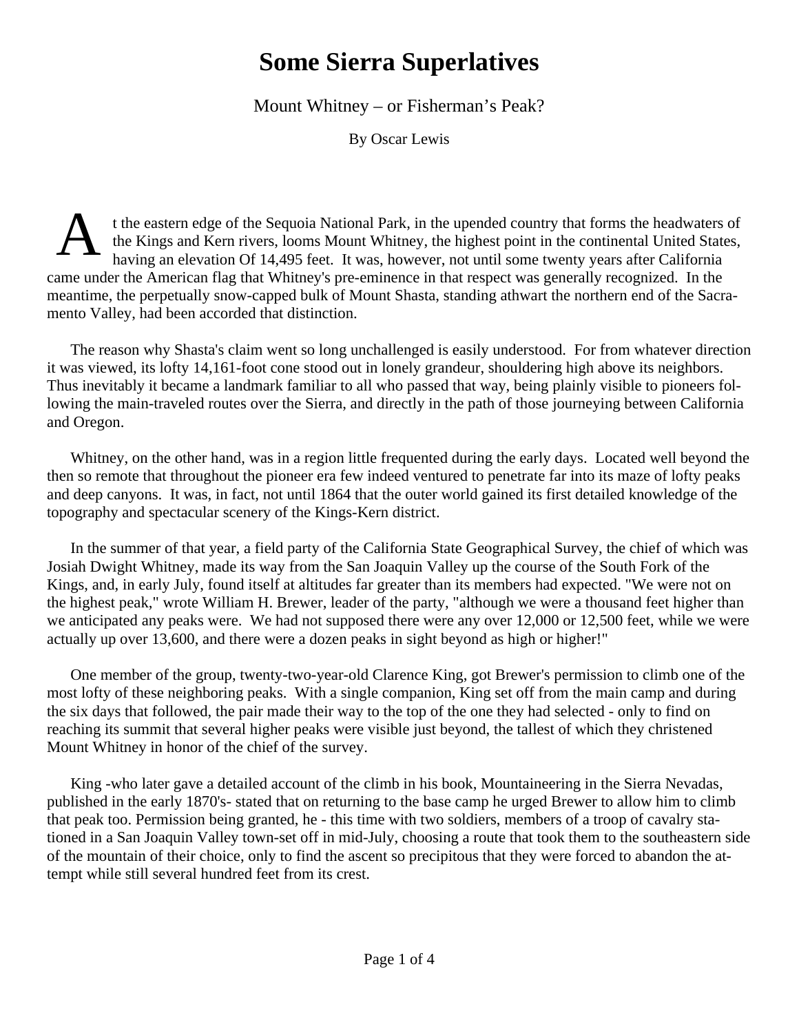# Some Sierra Superlatives

Mount Whitney – or Fisherman's Peak?

By Oscar Lewis

At the eastern edge of the Sequoia National Park, in the upended country that forms the headwaters of the Kings and Kern rivers, looms Mount Whitney, the highest point in the continental United States, having an elevation Of 14,495 feet. It was, however, not until some twenty years after California came under the American flag that Whitney's pre-eminence in that respect was generally recognized. In the meantime, the perpetually snow-capped bulk of Mount Shasta, standing athwart the northern end of the Sacramento Valley, had been accorded that distinction.

The reason why Shasta's claim went so long unchallenged is easily understood. For from whatever direction it was viewed, its lofty 14,161-foot cone stood out in lonely grandeur, shouldering high above its neighbors. Thus inevitably it became a landmark familiar to all who passed that way, being plainly visible to pioneers following the main-traveled routes over the Sierra, and directly in the path of those journeying between California and Oregon.

Whitney, on the other hand, was in a region little frequented during the early days. Located well beyond the then so remote that throughout the pioneer era few indeed ventured to penetrate far into its maze of lofty peaks and deep canyons. It was, in fact, not until 1864 that the outer world gained its first detailed knowledge of the topography and spectacular scenery of the Kings-Kern district.

In the summer of that year, a field party of the California State Geographical Survey, the chief of which was Josiah Dwight Whitney, made its way from the San Joaquin Valley up the course of the South Fork of the Kings, and, in early July, found itself at altitudes far greater than its members had expected. "We were not on the highest peak," wrote William H. Brewer, leader of the party, "although we were a thousand feet higher than we anticipated any peaks were. We had not supposed there were any over 12,000 or 12,500 feet, while we were actually up over 13,600, and there were a dozen peaks in sight beyond as high or higher!"

One member of the group, twenty-two-year-old Clarence King, got Brewer's permission to climb one of the most lofty of these neighboring peaks. With a single companion, King set off from the main camp and during the six days that followed, the pair made their way to the top of the one they had selected - only to find on reaching its summit that several higher peaks were visible just beyond, the tallest of which they christened Mount Whitney in honor of the chief of the survey.

King -who later gave a detailed account of the climb in his book, Mountaineering in the Sierra Nevadas, published in the early 1870's- stated that on returning to the base camp he urged Brewer to allow him to climb that peak too. Permission being granted, he - this time with two soldiers, members of a troop of cavalry stationed in a San Joaquin Valley town-set off in mid-July, choosing a route that took them to the southeastern side of the mountain of their choice, only to find the ascent so precipitous that they were forced to abandon the attempt while still several hundred feet from its crest.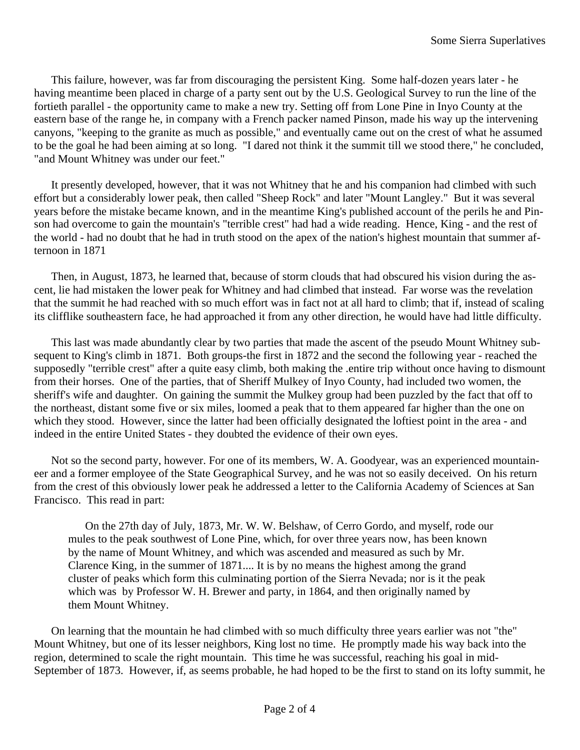This failure, however, was far from discouraging the persistent King. Some half-dozen years later - he having meantime been placed in charge of a party sent out by the U.S. Geological Survey to run the line of the fortieth parallel - the opportunity came to make a new try. Setting off from Lone Pine in Inyo County at the eastern base of the range he, in company with a French packer named Pinson, made his way up the intervening canyons, "keeping to the granite as much as possible," and eventually came out on the crest of what he assumed to be the goal he had been aiming at so long. "I dared not think it the summit till we stood there," he concluded, "and Mount Whitney was under our feet."

It presently developed, however, that it was not Whitney that he and his companion had climbed with such effort but a considerably lower peak, then called "Sheep Rock" and later "Mount Langley." But it was several years before the mistake became known, and in the meantime King's published account of the perils he and Pinson had overcome to gain the mountain's "terrible crest" had had a wide reading. Hence, King - and the rest of the world - had no doubt that he had in truth stood on the apex of the nation's highest mountain that summer afternoon in 1871

Then, in August, 1873, he learned that, because of storm clouds that had obscured his vision during the ascent, lie had mistaken the lower peak for Whitney and had climbed that instead. Far worse was the revelation that the summit he had reached with so much effort was in fact not at all hard to climb; that if, instead of scaling its clifflike southeastern face, he had approached it from any other direction, he would have had little difficulty.

This last was made abundantly clear by two parties that made the ascent of the pseudo Mount Whitney subsequent to King's climb in 1871. Both groups-the first in 1872 and the second the following year - reached the supposedly "terrible crest" after a quite easy climb, both making the .entire trip without once having to dismount from their horses. One of the parties, that of Sheriff Mulkey of Inyo County, had included two women, the sheriff's wife and daughter. On gaining the summit the Mulkey group had been puzzled by the fact that off to the northeast, distant some five or six miles, loomed a peak that to them appeared far higher than the one on which they stood. However, since the latter had been officially designated the loftiest point in the area - and indeed in the entire United States - they doubted the evidence of their own eyes.

Not so the second party, however. For one of its members, W. A. Goodyear, was an experienced mountaineer and a former employee of the State Geographical Survey, and he was not so easily deceived. On his return from the crest of this obviously lower peak he addressed a letter to the California Academy of Sciences at San Francisco. This read in part:

> On the 27th day of July, 1873, Mr. W. W. Belshaw, of Cerro Gordo, and myself, rode our mules to the peak southwest of Lone Pine, which, for over three years now, has been known by the name of Mount Whitney, and which was ascended and measured as such by Mr. Clarence King, in the summer of 1871.... It is by no means the highest among the grand cluster of peaks which form this culminating portion of the Sierra Nevada; nor is it the peak which was by Professor W. H. Brewer and party, in 1864, and then originally named by them Mount Whitney.

On learning that the mountain he had climbed with so much difficulty three years earlier was not "the" Mount Whitney, but one of its lesser neighbors, King lost no time. He promptly made his way back into the region, determined to scale the right mountain. This time he was successful, reaching his goal in mid-September of 1873. However, if, as seems probable, he had hoped to be the first to stand on its lofty summit, he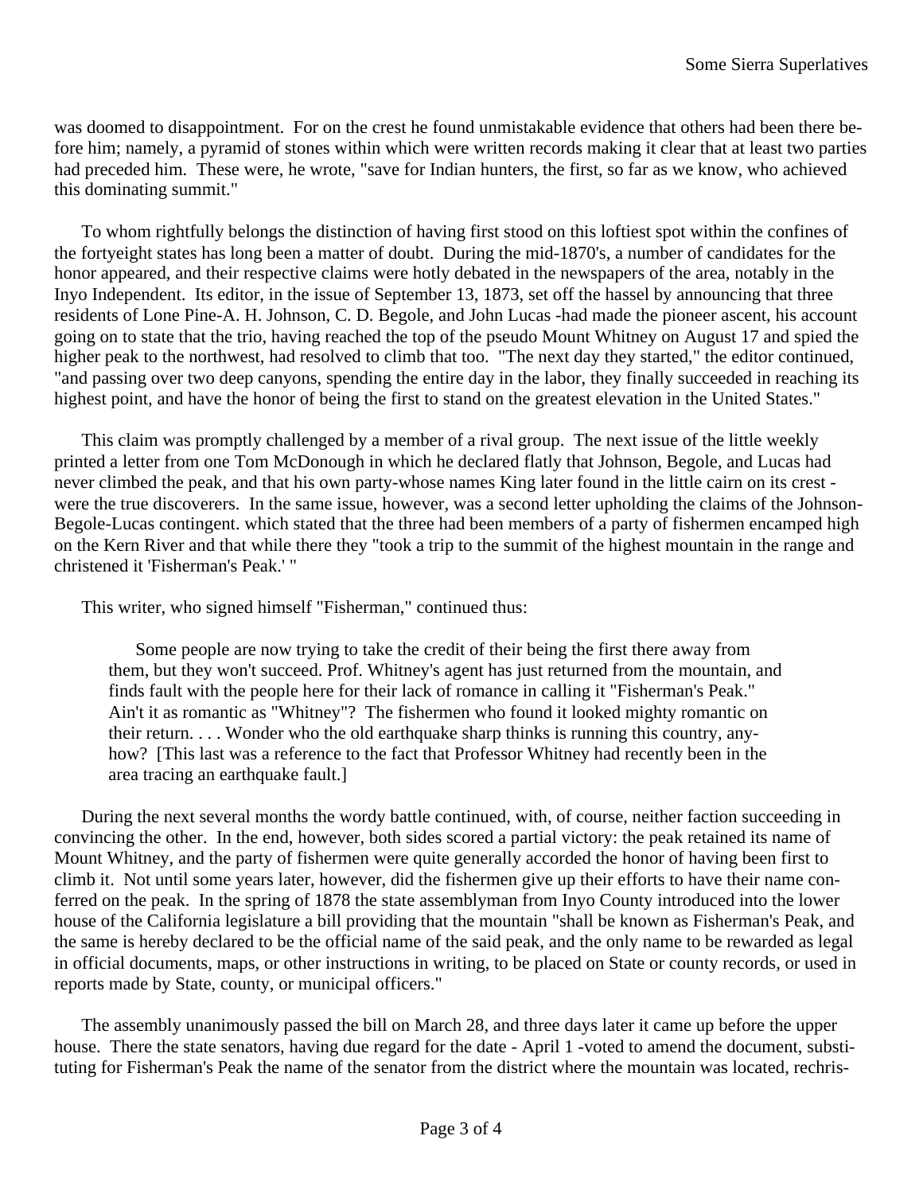was doomed to disappointment. For on the crest he found unmistakable evidence that others had been there before him; namely, a pyramid of stones within which were written records making it clear that at least two parties had preceded him. These were, he wrote, "save for Indian hunters, the first, so far as we know, who achieved this dominating summit."

To whom rightfully belongs the distinction of having first stood on this loftiest spot within the confines of the fortyeight states has long been a matter of doubt. During the mid-1870's, a number of candidates for the honor appeared, and their respective claims were hotly debated in the newspapers of the area, notably in the Inyo Independent. Its editor, in the issue of September 13, 1873, set off the hassel by announcing that three residents of Lone Pine-A. H. Johnson, C. D. Begole, and John Lucas -had made the pioneer ascent, his account going on to state that the trio, having reached the top of the pseudo Mount Whitney on August 17 and spied the higher peak to the northwest, had resolved to climb that too. "The next day they started," the editor continued, "and passing over two deep canyons, spending the entire day in the labor, they finally succeeded in reaching its highest point, and have the honor of being the first to stand on the greatest elevation in the United States."

This claim was promptly challenged by a member of a rival group. The next issue of the little weekly printed a letter from one Tom McDonough in which he declared flatly that Johnson, Begole, and Lucas had never climbed the peak, and that his own party-whose names King later found in the little cairn on its crest - were the true discoverers. In the same issue, however, was a second letter upholding the claims of the Johnson-Begole-Lucas contingent. which stated that the three had been members of a party of fishermen encamped high on the Kern River and that while there they "took a trip to the summit of the highest mountain in the range and christened it 'Fisherman's Peak.' "

This writer, who signed himself "Fisherman," continued thus:

> Some people are now trying to take the credit of their being the first there away from them, but they won't succeed. Prof. Whitney's agent has just returned from the mountain, and finds fault with the people here for their lack of romance in calling it "Fisherman's Peak." Ain't it as romantic as "Whitney"? The fishermen who found it looked mighty romantic on their return. . . . Wonder who the old earthquake sharp thinks is running this country, anyhow? [This last was a reference to the fact that Professor Whitney had recently been in the area tracing an earthquake fault.]

During the next several months the wordy battle continued, with, of course, neither faction succeeding in convincing the other. In the end, however, both sides scored a partial victory: the peak retained its name of Mount Whitney, and the party of fishermen were quite generally accorded the honor of having been first to climb it. Not until some years later, however, did the fishermen give up their efforts to have their name conferred on the peak. In the spring of 1878 the state assemblyman from Inyo County introduced into the lower house of the California legislature a bill providing that the mountain "shall be known as Fisherman's Peak, and the same is hereby declared to be the official name of the said peak, and the only name to be rewarded as legal in official documents, maps, or other instructions in writing, to be placed on State or county records, or used in reports made by State, county, or municipal officers."

The assembly unanimously passed the bill on March 28, and three days later it came up before the upper house. There the state senators, having due regard for the date - April 1 -voted to amend the document, substituting for Fisherman's Peak the name of the senator from the district where the mountain was located, rechris-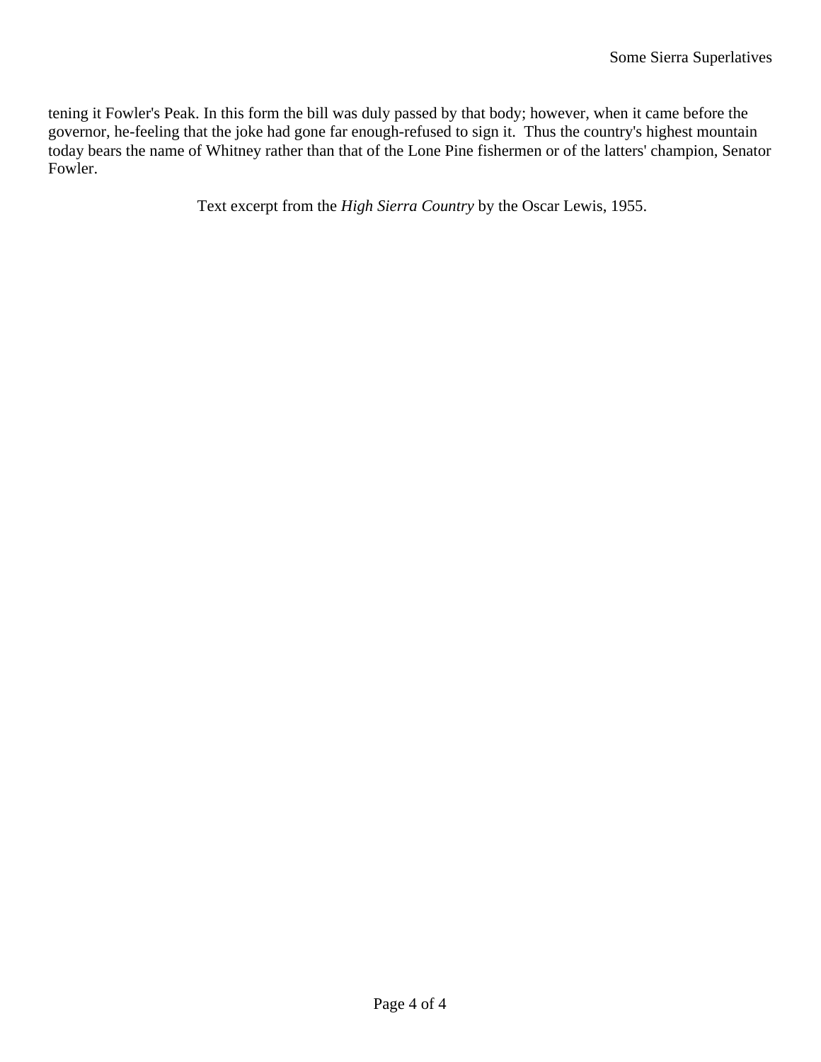tening it Fowler's Peak. In this form the bill was duly passed by that body; however, when it came before the governor, he-feeling that the joke had gone far enough-refused to sign it. Thus the country's highest mountain today bears the name of Whitney rather than that of the Lone Pine fishermen or of the latters' champion, Senator Fowler.

Text excerpt from the *High Sierra Country* by the Oscar Lewis, 1955.